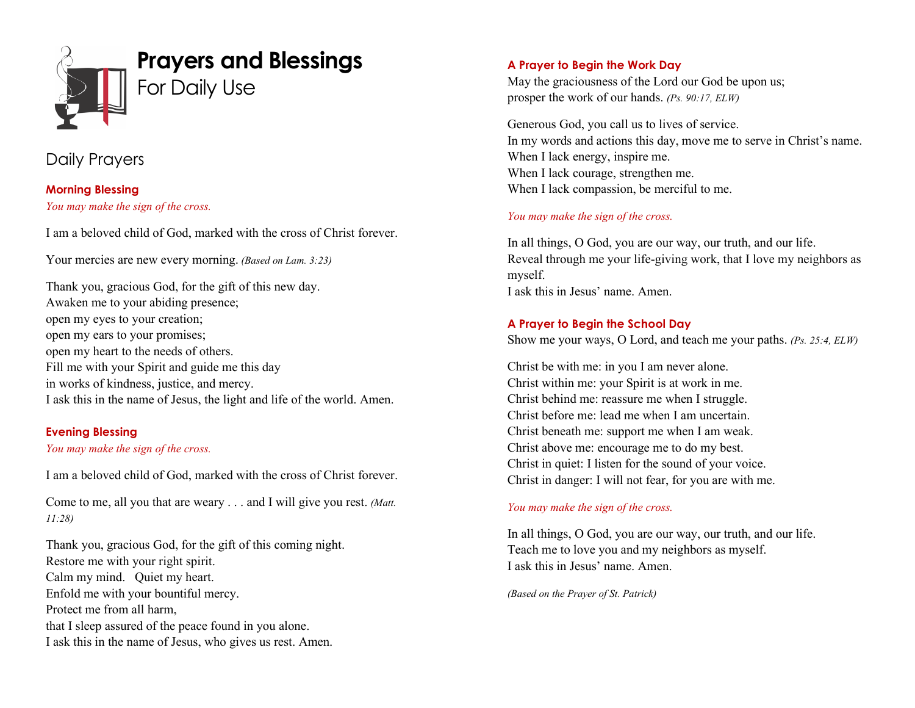# Prayers and Blessings

For Daily Use

## Daily Prayers

### Morning Blessing

*You may make the sign of the cross.*

I am a beloved child of God, marked with the cross of Christ forever.

Your mercies are new every morning. *(Based on Lam. 3:23)*

Thank you, gracious God, for the gift of this new day.
Awaken me to your abiding presence;
open my eyes to your creation;
open my ears to your promises;
open my heart to the needs of others.
Fill me with your Spirit and guide me this day
in works of kindness, justice, and mercy.
I ask this in the name of Jesus, the light and life of the world. Amen.

### Evening Blessing

*You may make the sign of the cross.*

I am a beloved child of God, marked with the cross of Christ forever.

Come to me, all you that are weary . . . and I will give you rest. *(Matt. 11:28)*

Thank you, gracious God, for the gift of this coming night.
Restore me with your right spirit.
Calm my mind. Quiet my heart.
Enfold me with your bountiful mercy.
Protect me from all harm,
that I sleep assured of the peace found in you alone.
I ask this in the name of Jesus, who gives us rest. Amen.

### A Prayer to Begin the Work Day

May the graciousness of the Lord our God be upon us;
prosper the work of our hands. *(Ps. 90:17, ELW)*

Generous God, you call us to lives of service.
In my words and actions this day, move me to serve in Christ's name.
When I lack energy, inspire me.
When I lack courage, strengthen me.
When I lack compassion, be merciful to me.

*You may make the sign of the cross.*

In all things, O God, you are our way, our truth, and our life.
Reveal through me your life-giving work, that I love my neighbors as myself.
I ask this in Jesus' name. Amen.

### A Prayer to Begin the School Day

Show me your ways, O Lord, and teach me your paths. *(Ps. 25:4, ELW)*

Christ be with me: in you I am never alone.
Christ within me: your Spirit is at work in me.
Christ behind me: reassure me when I struggle.
Christ before me: lead me when I am uncertain.
Christ beneath me: support me when I am weak.
Christ above me: encourage me to do my best.
Christ in quiet: I listen for the sound of your voice.
Christ in danger: I will not fear, for you are with me.

*You may make the sign of the cross.*

In all things, O God, you are our way, our truth, and our life.
Teach me to love you and my neighbors as myself.
I ask this in Jesus' name. Amen.

*(Based on the Prayer of St. Patrick)*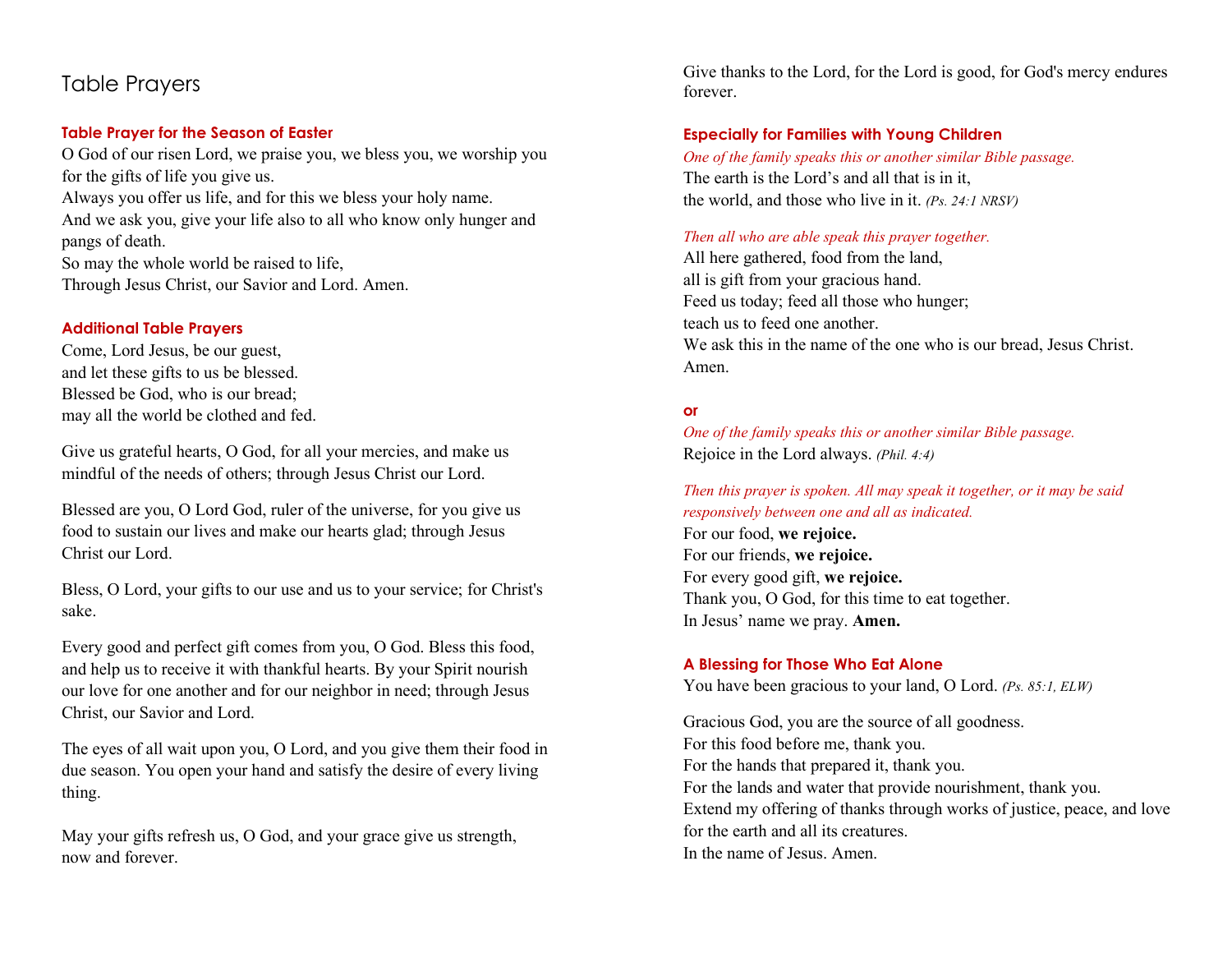# Table Prayers

### Table Prayer for the Season of Easter

O God of our risen Lord, we praise you, we bless you, we worship you for the gifts of life you give us.
Always you offer us life, and for this we bless your holy name.
And we ask you, give your life also to all who know only hunger and pangs of death.
So may the whole world be raised to life,
Through Jesus Christ, our Savior and Lord. Amen.

### Additional Table Prayers

Come, Lord Jesus, be our guest,
and let these gifts to us be blessed.
Blessed be God, who is our bread;
may all the world be clothed and fed.

Give us grateful hearts, O God, for all your mercies, and make us mindful of the needs of others; through Jesus Christ our Lord.

Blessed are you, O Lord God, ruler of the universe, for you give us food to sustain our lives and make our hearts glad; through Jesus Christ our Lord.

Bless, O Lord, your gifts to our use and us to your service; for Christ's sake.

Every good and perfect gift comes from you, O God. Bless this food, and help us to receive it with thankful hearts. By your Spirit nourish our love for one another and for our neighbor in need; through Jesus Christ, our Savior and Lord.

The eyes of all wait upon you, O Lord, and you give them their food in due season. You open your hand and satisfy the desire of every living thing.

May your gifts refresh us, O God, and your grace give us strength, now and forever.

Give thanks to the Lord, for the Lord is good, for God's mercy endures forever.

### Especially for Families with Young Children

*One of the family speaks this or another similar Bible passage.*
The earth is the Lord's and all that is in it,
the world, and those who live in it. *(Ps. 24:1 NRSV)*

*Then all who are able speak this prayer together.*
All here gathered, food from the land,
all is gift from your gracious hand.
Feed us today; feed all those who hunger;
teach us to feed one another.
We ask this in the name of the one who is our bread, Jesus Christ. Amen.

**or**

*One of the family speaks this or another similar Bible passage.*
Rejoice in the Lord always. *(Phil. 4:4)*

*Then this prayer is spoken. All may speak it together, or it may be said responsively between one and all as indicated.*
For our food, **we rejoice.**
For our friends, **we rejoice.**
For every good gift, **we rejoice.**
Thank you, O God, for this time to eat together.
In Jesus' name we pray. **Amen.**

### A Blessing for Those Who Eat Alone

You have been gracious to your land, O Lord. *(Ps. 85:1, ELW)*

Gracious God, you are the source of all goodness.
For this food before me, thank you.
For the hands that prepared it, thank you.
For the lands and water that provide nourishment, thank you.
Extend my offering of thanks through works of justice, peace, and love for the earth and all its creatures.
In the name of Jesus. Amen.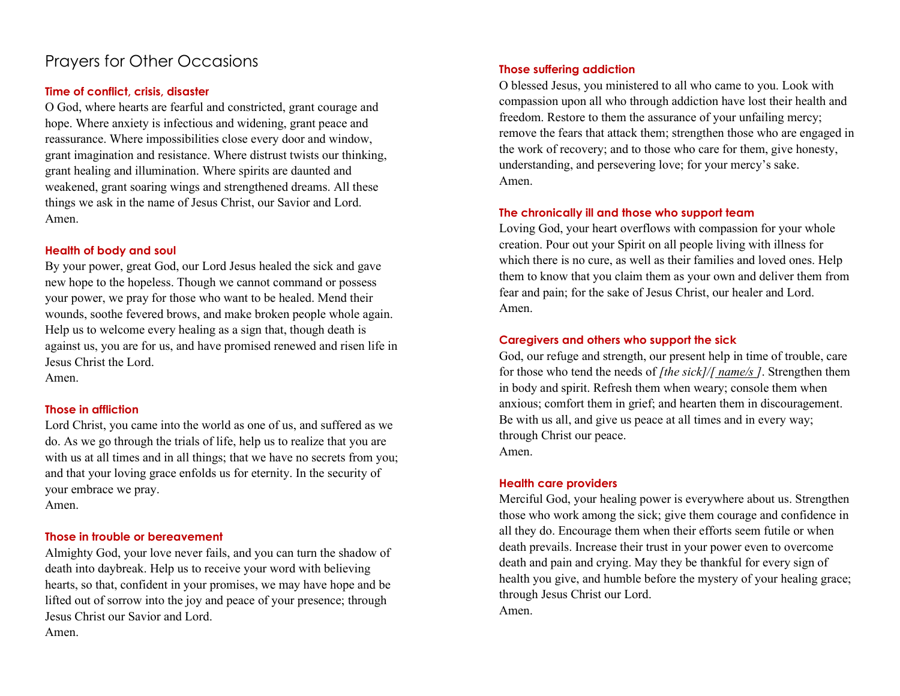# Prayers for Other Occasions

### Time of conflict, crisis, disaster

O God, where hearts are fearful and constricted, grant courage and hope. Where anxiety is infectious and widening, grant peace and reassurance. Where impossibilities close every door and window, grant imagination and resistance. Where distrust twists our thinking, grant healing and illumination. Where spirits are daunted and weakened, grant soaring wings and strengthened dreams. All these things we ask in the name of Jesus Christ, our Savior and Lord.
Amen.

### Health of body and soul

By your power, great God, our Lord Jesus healed the sick and gave new hope to the hopeless. Though we cannot command or possess your power, we pray for those who want to be healed. Mend their wounds, soothe fevered brows, and make broken people whole again. Help us to welcome every healing as a sign that, though death is against us, you are for us, and have promised renewed and risen life in Jesus Christ the Lord.
Amen.

### Those in affliction

Lord Christ, you came into the world as one of us, and suffered as we do. As we go through the trials of life, help us to realize that you are with us at all times and in all things; that we have no secrets from you; and that your loving grace enfolds us for eternity. In the security of your embrace we pray.
Amen.

### Those in trouble or bereavement

Almighty God, your love never fails, and you can turn the shadow of death into daybreak. Help us to receive your word with believing hearts, so that, confident in your promises, we may have hope and be lifted out of sorrow into the joy and peace of your presence; through Jesus Christ our Savior and Lord.
Amen.

### Those suffering addiction

O blessed Jesus, you ministered to all who came to you. Look with compassion upon all who through addiction have lost their health and freedom. Restore to them the assurance of your unfailing mercy; remove the fears that attack them; strengthen those who are engaged in the work of recovery; and to those who care for them, give honesty, understanding, and persevering love; for your mercy's sake.
Amen.

### The chronically ill and those who support team

Loving God, your heart overflows with compassion for your whole creation. Pour out your Spirit on all people living with illness for which there is no cure, as well as their families and loved ones. Help them to know that you claim them as your own and deliver them from fear and pain; for the sake of Jesus Christ, our healer and Lord.
Amen.

### Caregivers and others who support the sick

God, our refuge and strength, our present help in time of trouble, care for those who tend the needs of *[the sick]*/*[ name/s ]*. Strengthen them in body and spirit. Refresh them when weary; console them when anxious; comfort them in grief; and hearten them in discouragement. Be with us all, and give us peace at all times and in every way; through Christ our peace.
Amen.

### Health care providers

Merciful God, your healing power is everywhere about us. Strengthen those who work among the sick; give them courage and confidence in all they do. Encourage them when their efforts seem futile or when death prevails. Increase their trust in your power even to overcome death and pain and crying. May they be thankful for every sign of health you give, and humble before the mystery of your healing grace; through Jesus Christ our Lord.
Amen.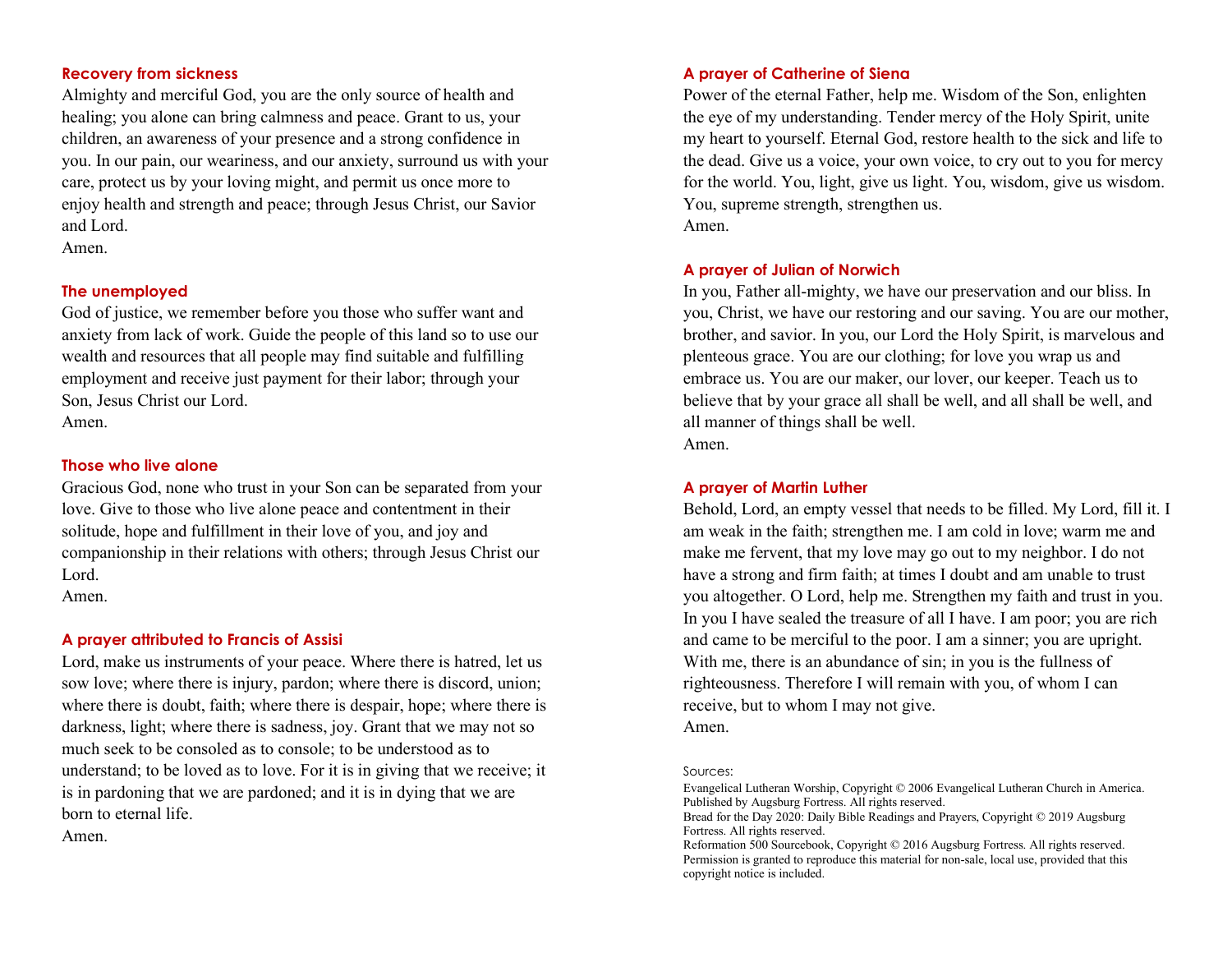### Recovery from sickness

Almighty and merciful God, you are the only source of health and healing; you alone can bring calmness and peace. Grant to us, your children, an awareness of your presence and a strong confidence in you. In our pain, our weariness, and our anxiety, surround us with your care, protect us by your loving might, and permit us once more to enjoy health and strength and peace; through Jesus Christ, our Savior and Lord.
Amen.

### The unemployed

God of justice, we remember before you those who suffer want and anxiety from lack of work. Guide the people of this land so to use our wealth and resources that all people may find suitable and fulfilling employment and receive just payment for their labor; through your Son, Jesus Christ our Lord.
Amen.

### Those who live alone

Gracious God, none who trust in your Son can be separated from your love. Give to those who live alone peace and contentment in their solitude, hope and fulfillment in their love of you, and joy and companionship in their relations with others; through Jesus Christ our Lord.
Amen.

### A prayer attributed to Francis of Assisi

Lord, make us instruments of your peace. Where there is hatred, let us sow love; where there is injury, pardon; where there is discord, union; where there is doubt, faith; where there is despair, hope; where there is darkness, light; where there is sadness, joy. Grant that we may not so much seek to be consoled as to console; to be understood as to understand; to be loved as to love. For it is in giving that we receive; it is in pardoning that we are pardoned; and it is in dying that we are born to eternal life.
Amen.

### A prayer of Catherine of Siena

Power of the eternal Father, help me. Wisdom of the Son, enlighten the eye of my understanding. Tender mercy of the Holy Spirit, unite my heart to yourself. Eternal God, restore health to the sick and life to the dead. Give us a voice, your own voice, to cry out to you for mercy for the world. You, light, give us light. You, wisdom, give us wisdom. You, supreme strength, strengthen us.
Amen.

### A prayer of Julian of Norwich

In you, Father all-mighty, we have our preservation and our bliss. In you, Christ, we have our restoring and our saving. You are our mother, brother, and savior. In you, our Lord the Holy Spirit, is marvelous and plenteous grace. You are our clothing; for love you wrap us and embrace us. You are our maker, our lover, our keeper. Teach us to believe that by your grace all shall be well, and all shall be well, and all manner of things shall be well.
Amen.

### A prayer of Martin Luther

Behold, Lord, an empty vessel that needs to be filled. My Lord, fill it. I am weak in the faith; strengthen me. I am cold in love; warm me and make me fervent, that my love may go out to my neighbor. I do not have a strong and firm faith; at times I doubt and am unable to trust you altogether. O Lord, help me. Strengthen my faith and trust in you. In you I have sealed the treasure of all I have. I am poor; you are rich and came to be merciful to the poor. I am a sinner; you are upright. With me, there is an abundance of sin; in you is the fullness of righteousness. Therefore I will remain with you, of whom I can receive, but to whom I may not give.
Amen.

Sources:

Evangelical Lutheran Worship, Copyright © 2006 Evangelical Lutheran Church in America. Published by Augsburg Fortress. All rights reserved.
Bread for the Day 2020: Daily Bible Readings and Prayers, Copyright © 2019 Augsburg Fortress. All rights reserved.
Reformation 500 Sourcebook, Copyright © 2016 Augsburg Fortress. All rights reserved.
Permission is granted to reproduce this material for non-sale, local use, provided that this copyright notice is included.